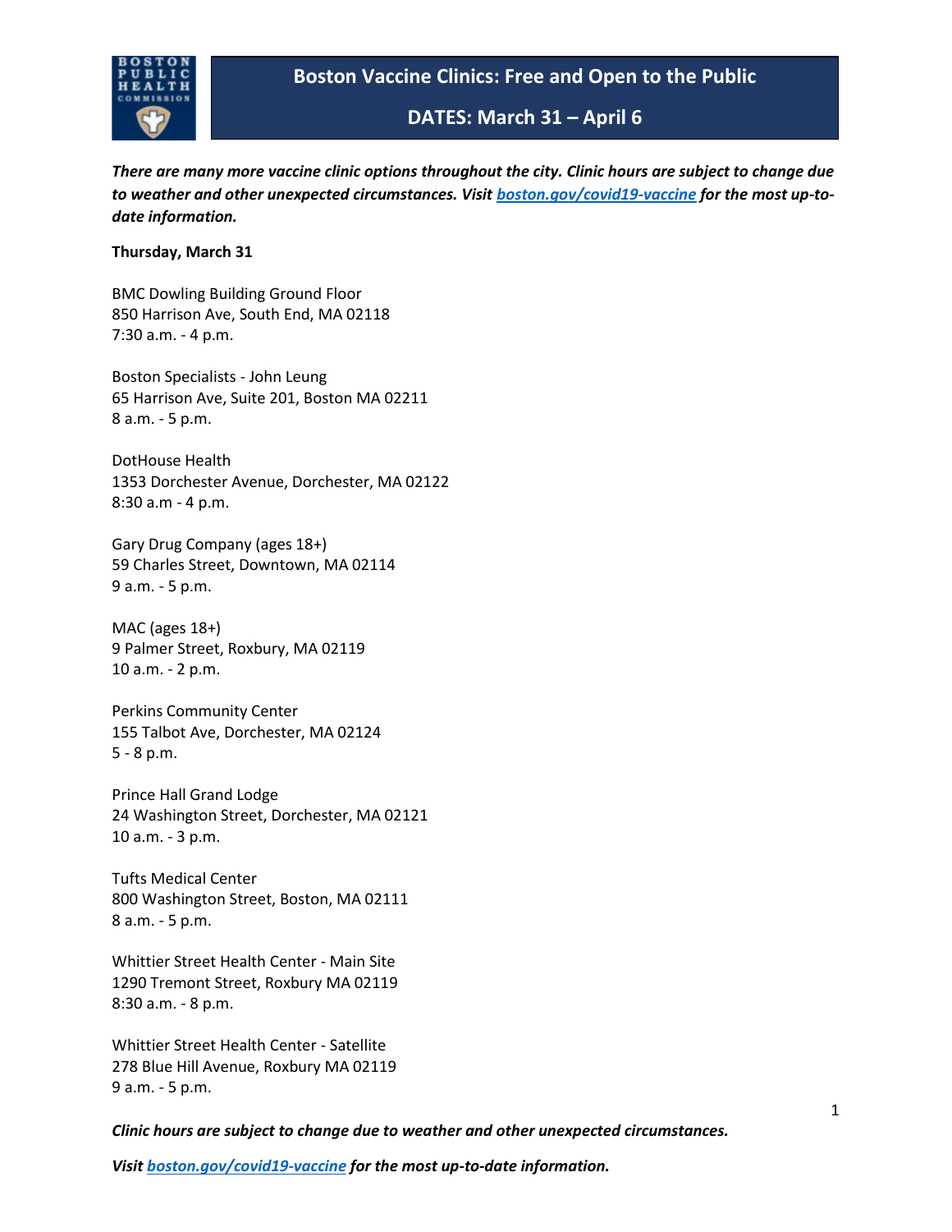# Boston Vaccine Clinics: Free and Open to the Public

## DATES: March 31 – April 6

***There are many more vaccine clinic options throughout the city. Clinic hours are subject to change due to weather and other unexpected circumstances. Visit [boston.gov/covid19-vaccine](boston.gov/covid19-vaccine) for the most up-to-date information.***

**Thursday, March 31**

BMC Dowling Building Ground Floor
850 Harrison Ave, South End, MA 02118
7:30 a.m. - 4 p.m.

Boston Specialists - John Leung
65 Harrison Ave, Suite 201, Boston MA 02211
8 a.m. - 5 p.m.

DotHouse Health
1353 Dorchester Avenue, Dorchester, MA 02122
8:30 a.m - 4 p.m.

Gary Drug Company (ages 18+)
59 Charles Street, Downtown, MA 02114
9 a.m. - 5 p.m.

MAC (ages 18+)
9 Palmer Street, Roxbury, MA 02119
10 a.m. - 2 p.m.

Perkins Community Center
155 Talbot Ave, Dorchester, MA 02124
5 - 8 p.m.

Prince Hall Grand Lodge
24 Washington Street, Dorchester, MA 02121
10 a.m. - 3 p.m.

Tufts Medical Center
800 Washington Street, Boston, MA 02111
8 a.m. - 5 p.m.

Whittier Street Health Center - Main Site
1290 Tremont Street, Roxbury MA 02119
8:30 a.m. - 8 p.m.

Whittier Street Health Center - Satellite
278 Blue Hill Avenue, Roxbury MA 02119
9 a.m. - 5 p.m.

***Clinic hours are subject to change due to weather and other unexpected circumstances.***

***Visit [boston.gov/covid19-vaccine](boston.gov/covid19-vaccine) for the most up-to-date information.***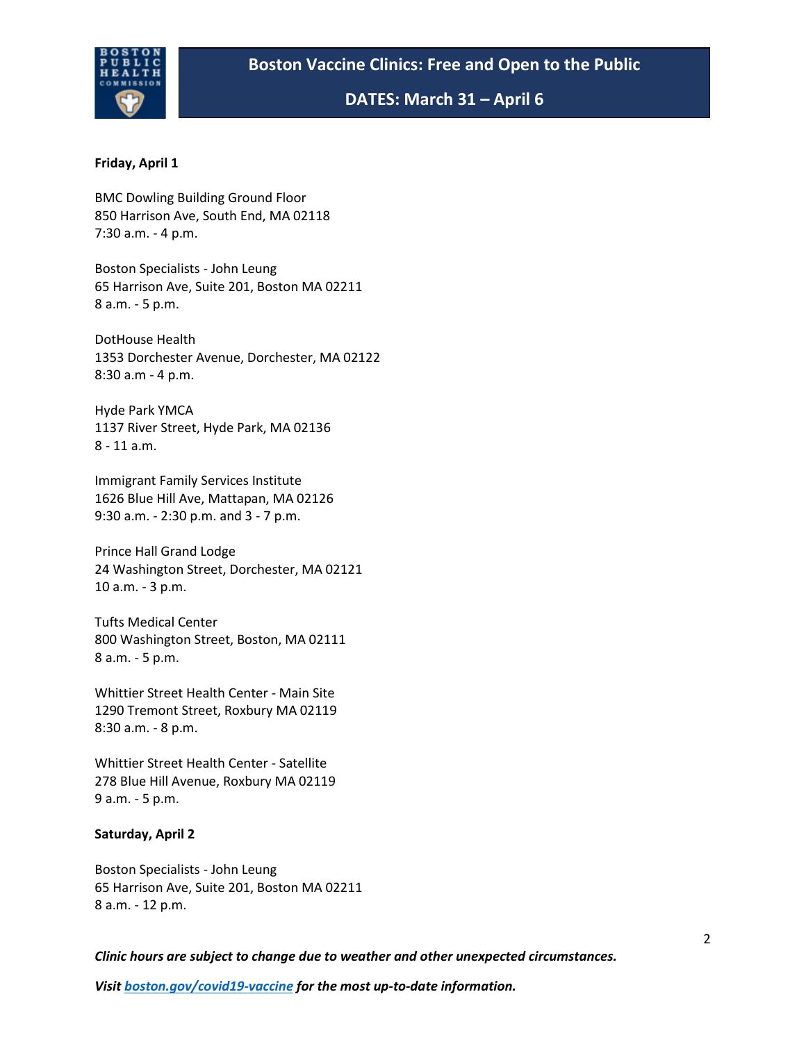**Boston Vaccine Clinics: Free and Open to the Public**

**DATES: March 31 – April 6**

**Friday, April 1**

BMC Dowling Building Ground Floor
850 Harrison Ave, South End, MA 02118
7:30 a.m. - 4 p.m.

Boston Specialists - John Leung
65 Harrison Ave, Suite 201, Boston MA 02211
8 a.m. - 5 p.m.

DotHouse Health
1353 Dorchester Avenue, Dorchester, MA 02122
8:30 a.m - 4 p.m.

Hyde Park YMCA
1137 River Street, Hyde Park, MA 02136
8 - 11 a.m.

Immigrant Family Services Institute
1626 Blue Hill Ave, Mattapan, MA 02126
9:30 a.m. - 2:30 p.m. and 3 - 7 p.m.

Prince Hall Grand Lodge
24 Washington Street, Dorchester, MA 02121
10 a.m. - 3 p.m.

Tufts Medical Center
800 Washington Street, Boston, MA 02111
8 a.m. - 5 p.m.

Whittier Street Health Center - Main Site
1290 Tremont Street, Roxbury MA 02119
8:30 a.m. - 8 p.m.

Whittier Street Health Center - Satellite
278 Blue Hill Avenue, Roxbury MA 02119
9 a.m. - 5 p.m.

**Saturday, April 2**

Boston Specialists - John Leung
65 Harrison Ave, Suite 201, Boston MA 02211
8 a.m. - 12 p.m.

***Clinic hours are subject to change due to weather and other unexpected circumstances.***

***Visit boston.gov/covid19-vaccine for the most up-to-date information.***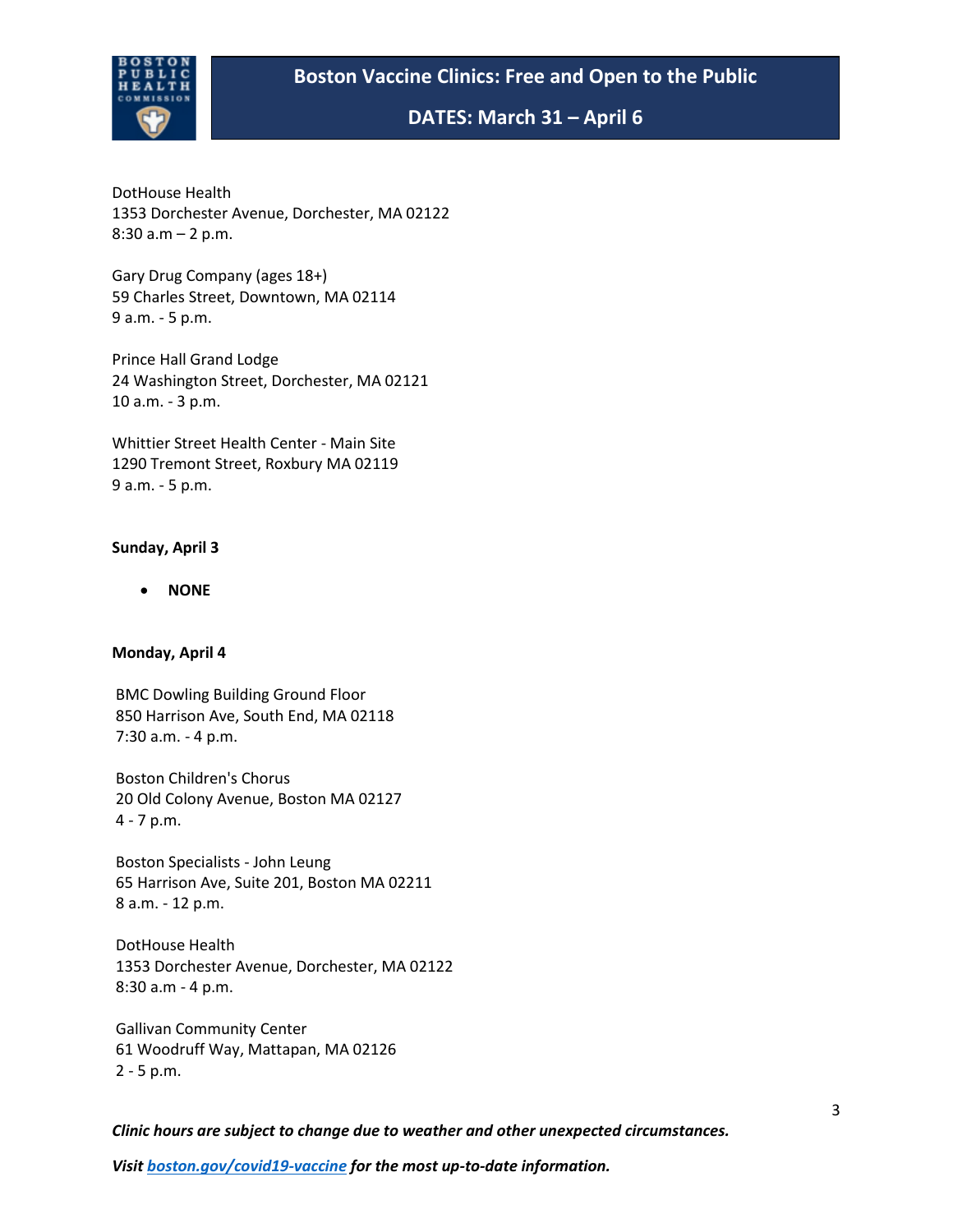# Boston Vaccine Clinics: Free and Open to the Public

## DATES: March 31 – April 6

DotHouse Health
1353 Dorchester Avenue, Dorchester, MA 02122
8:30 a.m – 2 p.m.

Gary Drug Company (ages 18+)
59 Charles Street, Downtown, MA 02114
9 a.m. - 5 p.m.

Prince Hall Grand Lodge
24 Washington Street, Dorchester, MA 02121
10 a.m. - 3 p.m.

Whittier Street Health Center - Main Site
1290 Tremont Street, Roxbury MA 02119
9 a.m. - 5 p.m.

**Sunday, April 3**

- **NONE**

**Monday, April 4**

BMC Dowling Building Ground Floor
850 Harrison Ave, South End, MA 02118
7:30 a.m. - 4 p.m.

Boston Children's Chorus
20 Old Colony Avenue, Boston MA 02127
4 - 7 p.m.

Boston Specialists - John Leung
65 Harrison Ave, Suite 201, Boston MA 02211
8 a.m. - 12 p.m.

DotHouse Health
1353 Dorchester Avenue, Dorchester, MA 02122
8:30 a.m - 4 p.m.

Gallivan Community Center
61 Woodruff Way, Mattapan, MA 02126
2 - 5 p.m.

***Clinic hours are subject to change due to weather and other unexpected circumstances.***

***Visit boston.gov/covid19-vaccine for the most up-to-date information.***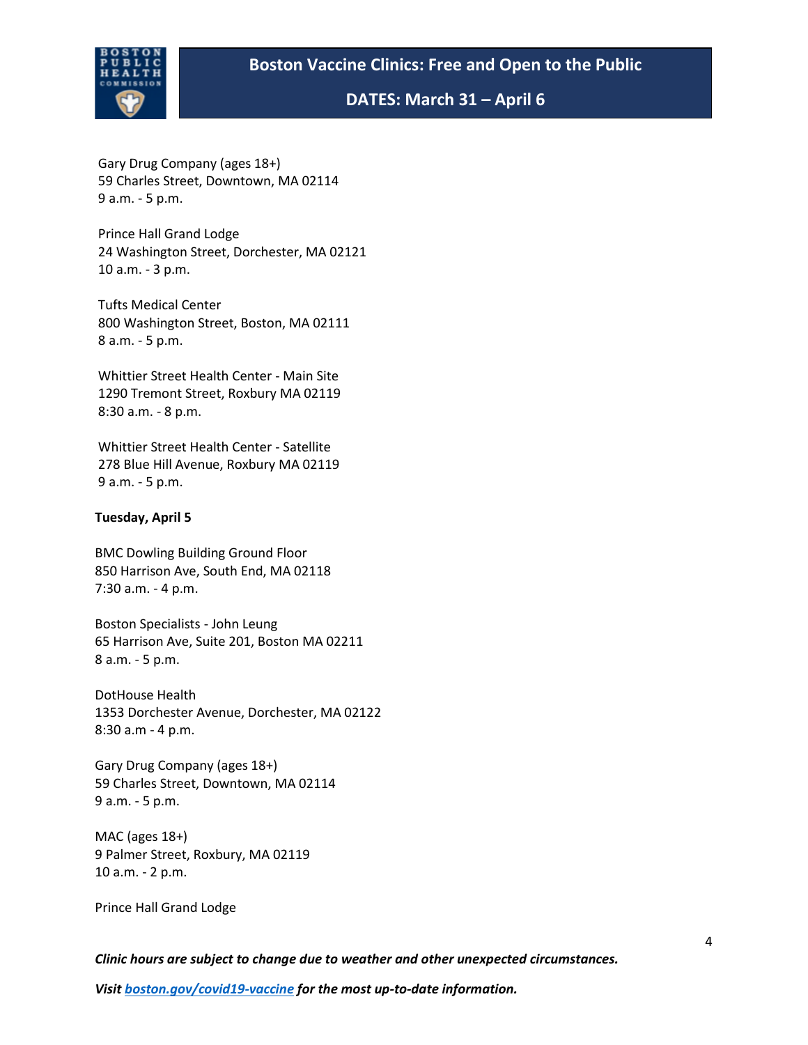Gary Drug Company (ages 18+)
59 Charles Street, Downtown, MA 02114
9 a.m. - 5 p.m.

Prince Hall Grand Lodge
24 Washington Street, Dorchester, MA 02121
10 a.m. - 3 p.m.

Tufts Medical Center
800 Washington Street, Boston, MA 02111
8 a.m. - 5 p.m.

Whittier Street Health Center - Main Site
1290 Tremont Street, Roxbury MA 02119
8:30 a.m. - 8 p.m.

Whittier Street Health Center - Satellite
278 Blue Hill Avenue, Roxbury MA 02119
9 a.m. - 5 p.m.

**Tuesday, April 5**

BMC Dowling Building Ground Floor
850 Harrison Ave, South End, MA 02118
7:30 a.m. - 4 p.m.

Boston Specialists - John Leung
65 Harrison Ave, Suite 201, Boston MA 02211
8 a.m. - 5 p.m.

DotHouse Health
1353 Dorchester Avenue, Dorchester, MA 02122
8:30 a.m - 4 p.m.

Gary Drug Company (ages 18+)
59 Charles Street, Downtown, MA 02114
9 a.m. - 5 p.m.

MAC (ages 18+)
9 Palmer Street, Roxbury, MA 02119
10 a.m. - 2 p.m.

Prince Hall Grand Lodge

***Clinic hours are subject to change due to weather and other unexpected circumstances.***

***Visit [boston.gov/covid19-vaccine](boston.gov/covid19-vaccine) for the most up-to-date information.***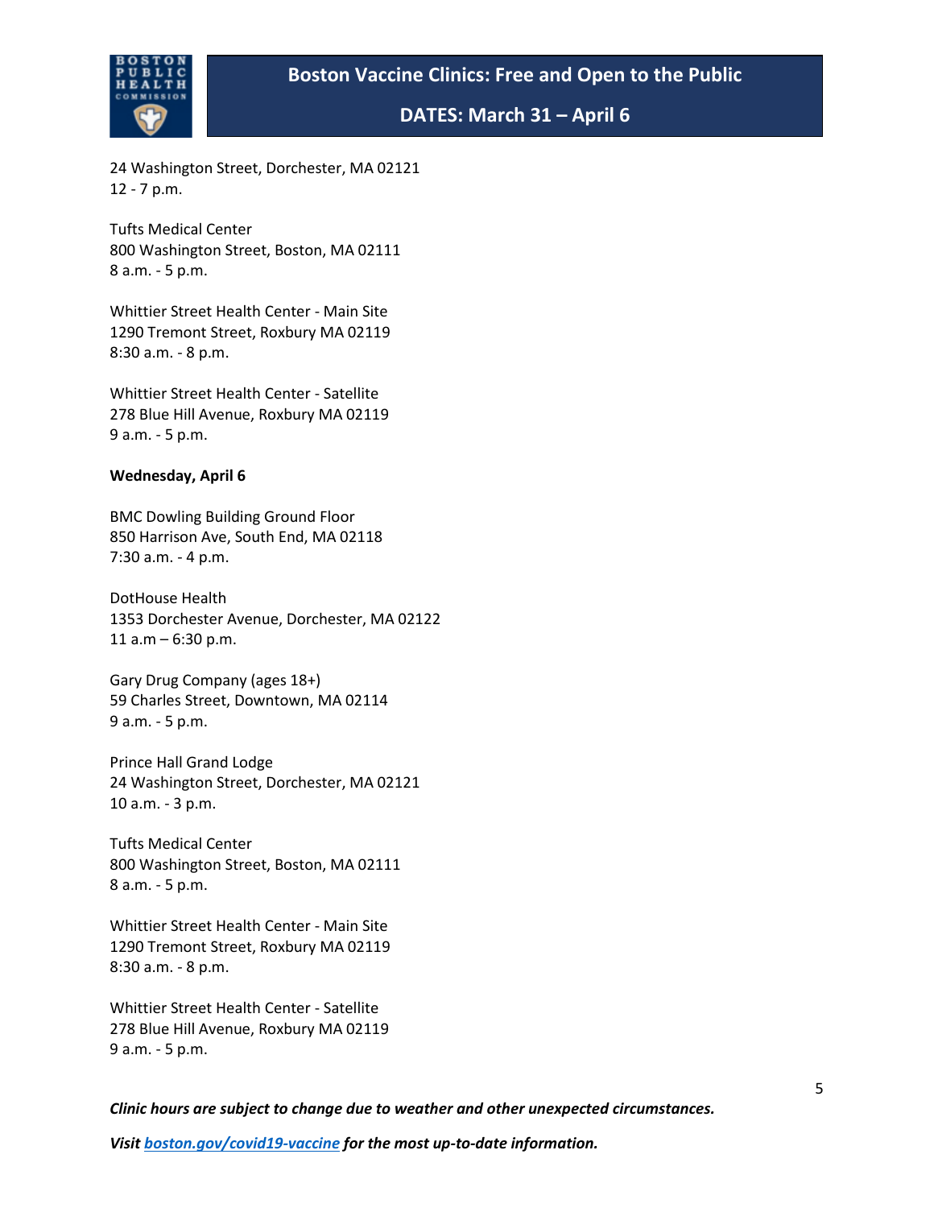24 Washington Street, Dorchester, MA 02121
12 - 7 p.m.

Tufts Medical Center
800 Washington Street, Boston, MA 02111
8 a.m. - 5 p.m.

Whittier Street Health Center - Main Site
1290 Tremont Street, Roxbury MA 02119
8:30 a.m. - 8 p.m.

Whittier Street Health Center - Satellite
278 Blue Hill Avenue, Roxbury MA 02119
9 a.m. - 5 p.m.

**Wednesday, April 6**

BMC Dowling Building Ground Floor
850 Harrison Ave, South End, MA 02118
7:30 a.m. - 4 p.m.

DotHouse Health
1353 Dorchester Avenue, Dorchester, MA 02122
11 a.m – 6:30 p.m.

Gary Drug Company (ages 18+)
59 Charles Street, Downtown, MA 02114
9 a.m. - 5 p.m.

Prince Hall Grand Lodge
24 Washington Street, Dorchester, MA 02121
10 a.m. - 3 p.m.

Tufts Medical Center
800 Washington Street, Boston, MA 02111
8 a.m. - 5 p.m.

Whittier Street Health Center - Main Site
1290 Tremont Street, Roxbury MA 02119
8:30 a.m. - 8 p.m.

Whittier Street Health Center - Satellite
278 Blue Hill Avenue, Roxbury MA 02119
9 a.m. - 5 p.m.

***Clinic hours are subject to change due to weather and other unexpected circumstances.***

***Visit boston.gov/covid19-vaccine for the most up-to-date information.***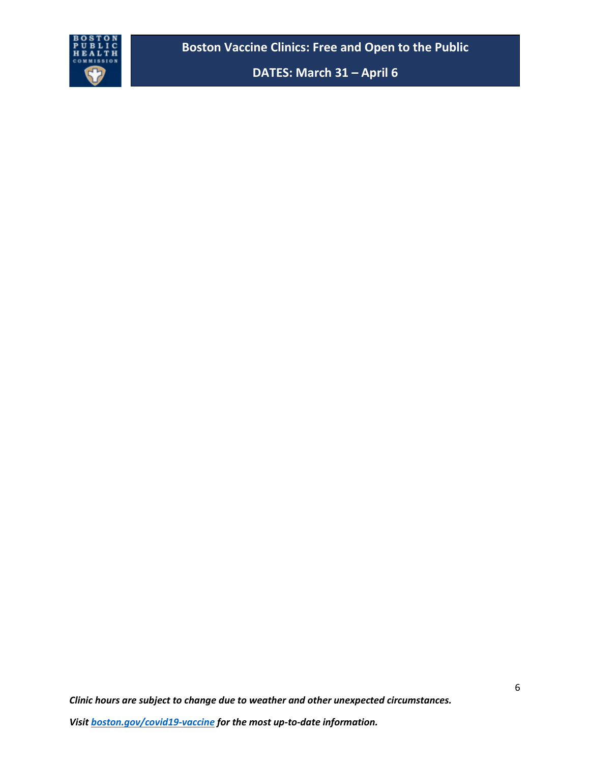**Boston Vaccine Clinics: Free and Open to the Public**

**DATES: March 31 – April 6**

***Clinic hours are subject to change due to weather and other unexpected circumstances.***

***Visit [boston.gov/covid19-vaccine](boston.gov/covid19-vaccine) for the most up-to-date information.***